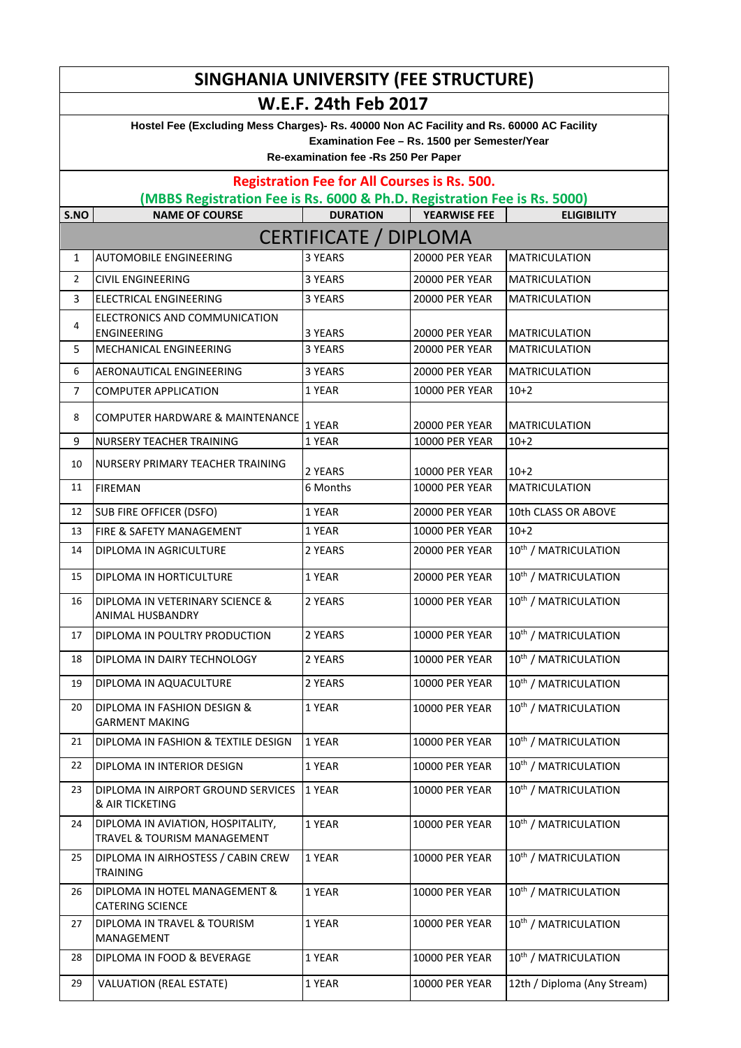# SINGHANIA UNIVERSITY (FEE STRUCTURE)

## W.E.F. 24th Feb 2017

**Hostel Fee (Excluding Mess Charges)- Rs. 40000 Non AC Facility and Rs. 60000 AC Facility**

**Examination Fee – Rs. 1500 per Semester/Year**

**Re-examination fee -Rs 250 Per Paper**

**Registration Fee for All Courses is Rs. 500.**

**(MBBS Registration Fee is Rs. 6000 & Ph.D. Registration Fee is Rs. 5000)**

| S.NO | NAME OF COURSE | DURATION | YEARWISE FEE | ELIGIBILITY |
|---|---|---|---|---|
| | **CERTIFICATE / DIPLOMA** | | | |
| 1 | AUTOMOBILE ENGINEERING | 3 YEARS | 20000 PER YEAR | MATRICULATION |
| 2 | CIVIL ENGINEERING | 3 YEARS | 20000 PER YEAR | MATRICULATION |
| 3 | ELECTRICAL ENGINEERING | 3 YEARS | 20000 PER YEAR | MATRICULATION |
| 4 | ELECTRONICS AND COMMUNICATION ENGINEERING | 3 YEARS | 20000 PER YEAR | MATRICULATION |
| 5 | MECHANICAL ENGINEERING | 3 YEARS | 20000 PER YEAR | MATRICULATION |
| 6 | AERONAUTICAL ENGINEERING | 3 YEARS | 20000 PER YEAR | MATRICULATION |
| 7 | COMPUTER APPLICATION | 1 YEAR | 10000 PER YEAR | 10+2 |
| 8 | COMPUTER HARDWARE & MAINTENANCE | 1 YEAR | 20000 PER YEAR | MATRICULATION |
| 9 | NURSERY TEACHER TRAINING | 1 YEAR | 10000 PER YEAR | 10+2 |
| 10 | NURSERY PRIMARY TEACHER TRAINING | 2 YEARS | 10000 PER YEAR | 10+2 |
| 11 | FIREMAN | 6 Months | 10000 PER YEAR | MATRICULATION |
| 12 | SUB FIRE OFFICER (DSFO) | 1 YEAR | 20000 PER YEAR | 10th CLASS OR ABOVE |
| 13 | FIRE & SAFETY MANAGEMENT | 1 YEAR | 10000 PER YEAR | 10+2 |
| 14 | DIPLOMA IN AGRICULTURE | 2 YEARS | 20000 PER YEAR | 10th / MATRICULATION |
| 15 | DIPLOMA IN HORTICULTURE | 1 YEAR | 20000 PER YEAR | 10th / MATRICULATION |
| 16 | DIPLOMA IN VETERINARY SCIENCE & ANIMAL HUSBANDRY | 2 YEARS | 10000 PER YEAR | 10th / MATRICULATION |
| 17 | DIPLOMA IN POULTRY PRODUCTION | 2 YEARS | 10000 PER YEAR | 10th / MATRICULATION |
| 18 | DIPLOMA IN DAIRY TECHNOLOGY | 2 YEARS | 10000 PER YEAR | 10th / MATRICULATION |
| 19 | DIPLOMA IN AQUACULTURE | 2 YEARS | 10000 PER YEAR | 10th / MATRICULATION |
| 20 | DIPLOMA IN FASHION DESIGN & GARMENT MAKING | 1 YEAR | 10000 PER YEAR | 10th / MATRICULATION |
| 21 | DIPLOMA IN FASHION & TEXTILE DESIGN | 1 YEAR | 10000 PER YEAR | 10th / MATRICULATION |
| 22 | DIPLOMA IN INTERIOR DESIGN | 1 YEAR | 10000 PER YEAR | 10th / MATRICULATION |
| 23 | DIPLOMA IN AIRPORT GROUND SERVICES & AIR TICKETING | 1 YEAR | 10000 PER YEAR | 10th / MATRICULATION |
| 24 | DIPLOMA IN AVIATION, HOSPITALITY, TRAVEL & TOURISM MANAGEMENT | 1 YEAR | 10000 PER YEAR | 10th / MATRICULATION |
| 25 | DIPLOMA IN AIRHOSTESS / CABIN CREW TRAINING | 1 YEAR | 10000 PER YEAR | 10th / MATRICULATION |
| 26 | DIPLOMA IN HOTEL MANAGEMENT & CATERING SCIENCE | 1 YEAR | 10000 PER YEAR | 10th / MATRICULATION |
| 27 | DIPLOMA IN TRAVEL & TOURISM MANAGEMENT | 1 YEAR | 10000 PER YEAR | 10th / MATRICULATION |
| 28 | DIPLOMA IN FOOD & BEVERAGE | 1 YEAR | 10000 PER YEAR | 10th / MATRICULATION |
| 29 | VALUATION (REAL ESTATE) | 1 YEAR | 10000 PER YEAR | 12th / Diploma (Any Stream) |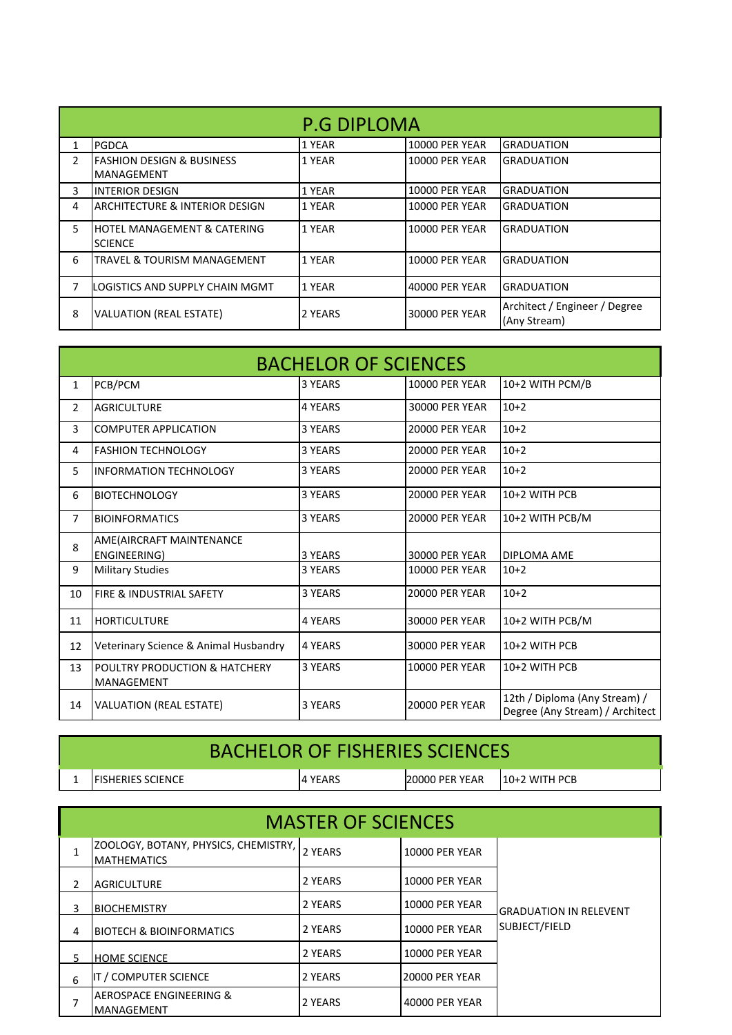## P.G DIPLOMA

| | | | | |
|---|---|---|---|---|
| 1 | PGDCA | 1 YEAR | 10000 PER YEAR | GRADUATION |
| 2 | FASHION DESIGN & BUSINESS MANAGEMENT | 1 YEAR | 10000 PER YEAR | GRADUATION |
| 3 | INTERIOR DESIGN | 1 YEAR | 10000 PER YEAR | GRADUATION |
| 4 | ARCHITECTURE & INTERIOR DESIGN | 1 YEAR | 10000 PER YEAR | GRADUATION |
| 5 | HOTEL MANAGEMENT & CATERING SCIENCE | 1 YEAR | 10000 PER YEAR | GRADUATION |
| 6 | TRAVEL & TOURISM MANAGEMENT | 1 YEAR | 10000 PER YEAR | GRADUATION |
| 7 | LOGISTICS AND SUPPLY CHAIN MGMT | 1 YEAR | 40000 PER YEAR | GRADUATION |
| 8 | VALUATION (REAL ESTATE) | 2 YEARS | 30000 PER YEAR | Architect / Engineer / Degree (Any Stream) |

## BACHELOR OF SCIENCES

| | | | | |
|---|---|---|---|---|
| 1 | PCB/PCM | 3 YEARS | 10000 PER YEAR | 10+2 WITH PCM/B |
| 2 | AGRICULTURE | 4 YEARS | 30000 PER YEAR | 10+2 |
| 3 | COMPUTER APPLICATION | 3 YEARS | 20000 PER YEAR | 10+2 |
| 4 | FASHION TECHNOLOGY | 3 YEARS | 20000 PER YEAR | 10+2 |
| 5 | INFORMATION TECHNOLOGY | 3 YEARS | 20000 PER YEAR | 10+2 |
| 6 | BIOTECHNOLOGY | 3 YEARS | 20000 PER YEAR | 10+2 WITH PCB |
| 7 | BIOINFORMATICS | 3 YEARS | 20000 PER YEAR | 10+2 WITH PCB/M |
| 8 | AME(AIRCRAFT MAINTENANCE ENGINEERING) | 3 YEARS | 30000 PER YEAR | DIPLOMA AME |
| 9 | Military Studies | 3 YEARS | 10000 PER YEAR | 10+2 |
| 10 | FIRE & INDUSTRIAL SAFETY | 3 YEARS | 20000 PER YEAR | 10+2 |
| 11 | HORTICULTURE | 4 YEARS | 30000 PER YEAR | 10+2 WITH PCB/M |
| 12 | Veterinary Science & Animal Husbandry | 4 YEARS | 30000 PER YEAR | 10+2 WITH PCB |
| 13 | POULTRY PRODUCTION & HATCHERY MANAGEMENT | 3 YEARS | 10000 PER YEAR | 10+2 WITH PCB |
| 14 | VALUATION (REAL ESTATE) | 3 YEARS | 20000 PER YEAR | 12th / Diploma (Any Stream) / Degree (Any Stream) / Architect |

## BACHELOR OF FISHERIES SCIENCES

| | | | | |
|---|---|---|---|---|
| 1 | FISHERIES SCIENCE | 4 YEARS | 20000 PER YEAR | 10+2 WITH PCB |

## MASTER OF SCIENCES

| | | | | |
|---|---|---|---|---|
| 1 | ZOOLOGY, BOTANY, PHYSICS, CHEMISTRY, MATHEMATICS | 2 YEARS | 10000 PER YEAR | GRADUATION IN RELEVENT SUBJECT/FIELD |
| 2 | AGRICULTURE | 2 YEARS | 10000 PER YEAR | |
| 3 | BIOCHEMISTRY | 2 YEARS | 10000 PER YEAR | |
| 4 | BIOTECH & BIOINFORMATICS | 2 YEARS | 10000 PER YEAR | |
| 5 | HOME SCIENCE | 2 YEARS | 10000 PER YEAR | |
| 6 | IT / COMPUTER SCIENCE | 2 YEARS | 20000 PER YEAR | |
| 7 | AEROSPACE ENGINEERING & MANAGEMENT | 2 YEARS | 40000 PER YEAR | |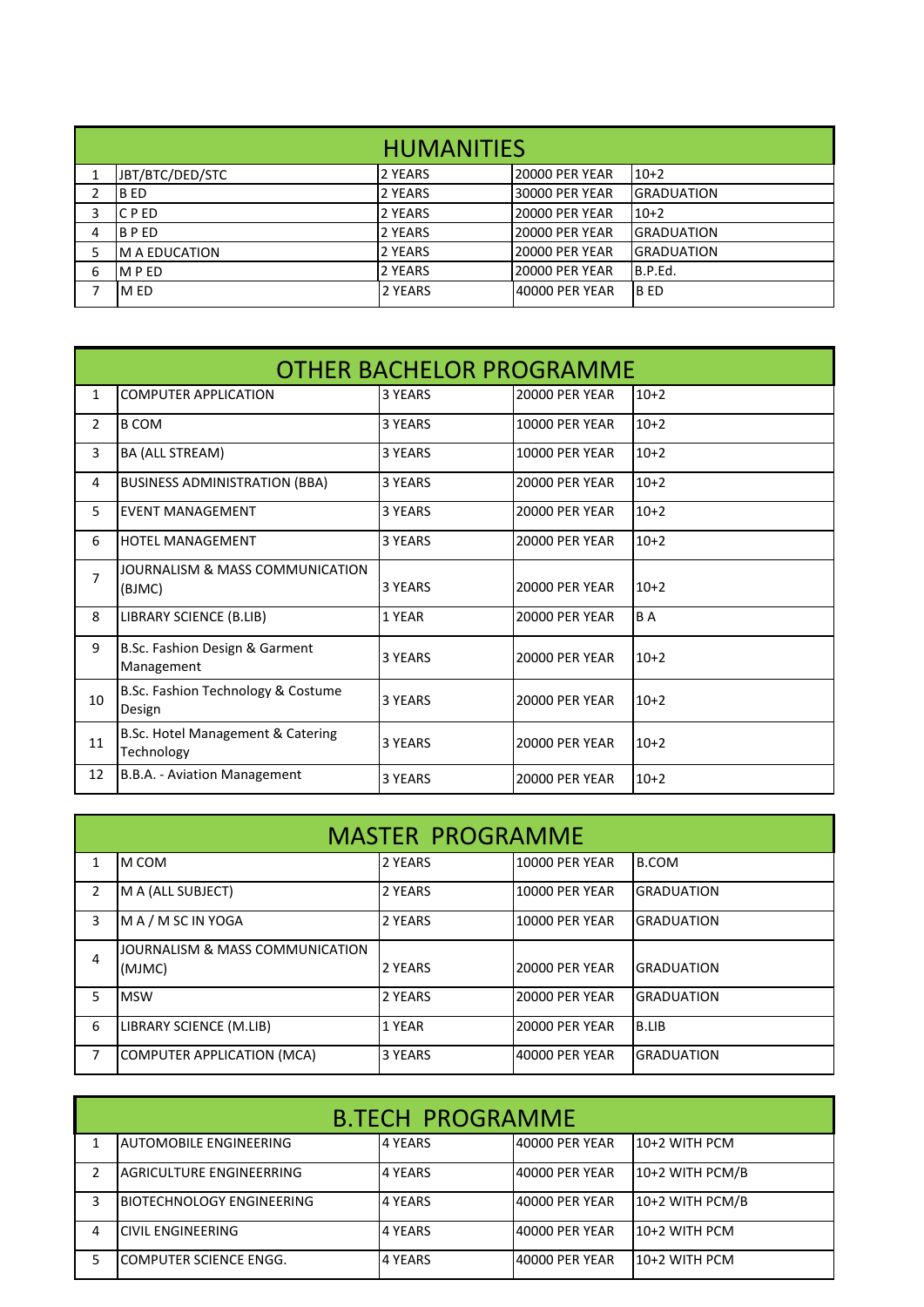## HUMANITIES

| | | | | |
|---|---|---|---|---|
| 1 | JBT/BTC/DED/STC | 2 YEARS | 20000 PER YEAR | 10+2 |
| 2 | B ED | 2 YEARS | 30000 PER YEAR | GRADUATION |
| 3 | C P ED | 2 YEARS | 20000 PER YEAR | 10+2 |
| 4 | B P ED | 2 YEARS | 20000 PER YEAR | GRADUATION |
| 5 | M A EDUCATION | 2 YEARS | 20000 PER YEAR | GRADUATION |
| 6 | M P ED | 2 YEARS | 20000 PER YEAR | B.P.Ed. |
| 7 | M ED | 2 YEARS | 40000 PER YEAR | B ED |

## OTHER BACHELOR PROGRAMME

| | | | | |
|---|---|---|---|---|
| 1 | COMPUTER APPLICATION | 3 YEARS | 20000 PER YEAR | 10+2 |
| 2 | B COM | 3 YEARS | 10000 PER YEAR | 10+2 |
| 3 | BA (ALL STREAM) | 3 YEARS | 10000 PER YEAR | 10+2 |
| 4 | BUSINESS ADMINISTRATION (BBA) | 3 YEARS | 20000 PER YEAR | 10+2 |
| 5 | EVENT MANAGEMENT | 3 YEARS | 20000 PER YEAR | 10+2 |
| 6 | HOTEL MANAGEMENT | 3 YEARS | 20000 PER YEAR | 10+2 |
| 7 | JOURNALISM & MASS COMMUNICATION (BJMC) | 3 YEARS | 20000 PER YEAR | 10+2 |
| 8 | LIBRARY SCIENCE (B.LIB) | 1 YEAR | 20000 PER YEAR | B A |
| 9 | B.Sc. Fashion Design & Garment Management | 3 YEARS | 20000 PER YEAR | 10+2 |
| 10 | B.Sc. Fashion Technology & Costume Design | 3 YEARS | 20000 PER YEAR | 10+2 |
| 11 | B.Sc. Hotel Management & Catering Technology | 3 YEARS | 20000 PER YEAR | 10+2 |
| 12 | B.B.A. - Aviation Management | 3 YEARS | 20000 PER YEAR | 10+2 |

## MASTER PROGRAMME

| | | | | |
|---|---|---|---|---|
| 1 | M COM | 2 YEARS | 10000 PER YEAR | B.COM |
| 2 | M A (ALL SUBJECT) | 2 YEARS | 10000 PER YEAR | GRADUATION |
| 3 | M A / M SC IN YOGA | 2 YEARS | 10000 PER YEAR | GRADUATION |
| 4 | JOURNALISM & MASS COMMUNICATION (MJMC) | 2 YEARS | 20000 PER YEAR | GRADUATION |
| 5 | MSW | 2 YEARS | 20000 PER YEAR | GRADUATION |
| 6 | LIBRARY SCIENCE (M.LIB) | 1 YEAR | 20000 PER YEAR | B.LIB |
| 7 | COMPUTER APPLICATION (MCA) | 3 YEARS | 40000 PER YEAR | GRADUATION |

## B.TECH PROGRAMME

| | | | | |
|---|---|---|---|---|
| 1 | AUTOMOBILE ENGINEERING | 4 YEARS | 40000 PER YEAR | 10+2 WITH PCM |
| 2 | AGRICULTURE ENGINEERRING | 4 YEARS | 40000 PER YEAR | 10+2 WITH PCM/B |
| 3 | BIOTECHNOLOGY ENGINEERING | 4 YEARS | 40000 PER YEAR | 10+2 WITH PCM/B |
| 4 | CIVIL ENGINEERING | 4 YEARS | 40000 PER YEAR | 10+2 WITH PCM |
| 5 | COMPUTER SCIENCE ENGG. | 4 YEARS | 40000 PER YEAR | 10+2 WITH PCM |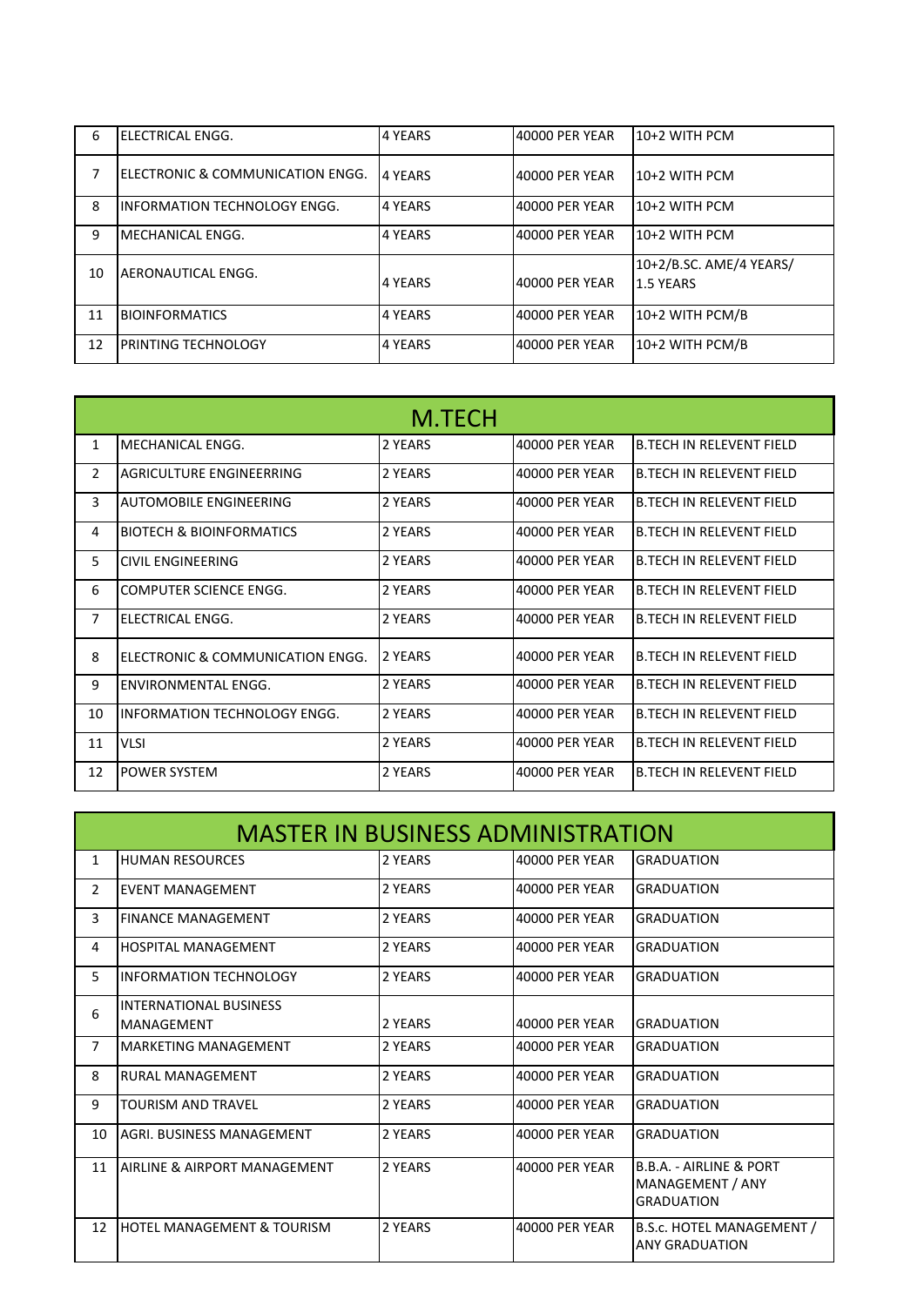| 6 | ELECTRICAL ENGG. | 4 YEARS | 40000 PER YEAR | 10+2 WITH PCM |
|---|---|---|---|---|
| 7 | ELECTRONIC & COMMUNICATION ENGG. | 4 YEARS | 40000 PER YEAR | 10+2 WITH PCM |
| 8 | INFORMATION TECHNOLOGY ENGG. | 4 YEARS | 40000 PER YEAR | 10+2 WITH PCM |
| 9 | MECHANICAL ENGG. | 4 YEARS | 40000 PER YEAR | 10+2 WITH PCM |
| 10 | AERONAUTICAL ENGG. | 4 YEARS | 40000 PER YEAR | 10+2/B.SC. AME/4 YEARS/ 1.5 YEARS |
| 11 | BIOINFORMATICS | 4 YEARS | 40000 PER YEAR | 10+2 WITH PCM/B |
| 12 | PRINTING TECHNOLOGY | 4 YEARS | 40000 PER YEAR | 10+2 WITH PCM/B |

## M.TECH

| | | | | |
|---|---|---|---|---|
| 1 | MECHANICAL ENGG. | 2 YEARS | 40000 PER YEAR | B.TECH IN RELEVENT FIELD |
| 2 | AGRICULTURE ENGINEERRING | 2 YEARS | 40000 PER YEAR | B.TECH IN RELEVENT FIELD |
| 3 | AUTOMOBILE ENGINEERING | 2 YEARS | 40000 PER YEAR | B.TECH IN RELEVENT FIELD |
| 4 | BIOTECH & BIOINFORMATICS | 2 YEARS | 40000 PER YEAR | B.TECH IN RELEVENT FIELD |
| 5 | CIVIL ENGINEERING | 2 YEARS | 40000 PER YEAR | B.TECH IN RELEVENT FIELD |
| 6 | COMPUTER SCIENCE ENGG. | 2 YEARS | 40000 PER YEAR | B.TECH IN RELEVENT FIELD |
| 7 | ELECTRICAL ENGG. | 2 YEARS | 40000 PER YEAR | B.TECH IN RELEVENT FIELD |
| 8 | ELECTRONIC & COMMUNICATION ENGG. | 2 YEARS | 40000 PER YEAR | B.TECH IN RELEVENT FIELD |
| 9 | ENVIRONMENTAL ENGG. | 2 YEARS | 40000 PER YEAR | B.TECH IN RELEVENT FIELD |
| 10 | INFORMATION TECHNOLOGY ENGG. | 2 YEARS | 40000 PER YEAR | B.TECH IN RELEVENT FIELD |
| 11 | VLSI | 2 YEARS | 40000 PER YEAR | B.TECH IN RELEVENT FIELD |
| 12 | POWER SYSTEM | 2 YEARS | 40000 PER YEAR | B.TECH IN RELEVENT FIELD |

## MASTER IN BUSINESS ADMINISTRATION

| | | | | |
|---|---|---|---|---|
| 1 | HUMAN RESOURCES | 2 YEARS | 40000 PER YEAR | GRADUATION |
| 2 | EVENT MANAGEMENT | 2 YEARS | 40000 PER YEAR | GRADUATION |
| 3 | FINANCE MANAGEMENT | 2 YEARS | 40000 PER YEAR | GRADUATION |
| 4 | HOSPITAL MANAGEMENT | 2 YEARS | 40000 PER YEAR | GRADUATION |
| 5 | INFORMATION TECHNOLOGY | 2 YEARS | 40000 PER YEAR | GRADUATION |
| 6 | INTERNATIONAL BUSINESS MANAGEMENT | 2 YEARS | 40000 PER YEAR | GRADUATION |
| 7 | MARKETING MANAGEMENT | 2 YEARS | 40000 PER YEAR | GRADUATION |
| 8 | RURAL MANAGEMENT | 2 YEARS | 40000 PER YEAR | GRADUATION |
| 9 | TOURISM AND TRAVEL | 2 YEARS | 40000 PER YEAR | GRADUATION |
| 10 | AGRI. BUSINESS MANAGEMENT | 2 YEARS | 40000 PER YEAR | GRADUATION |
| 11 | AIRLINE & AIRPORT MANAGEMENT | 2 YEARS | 40000 PER YEAR | B.B.A. - AIRLINE & PORT MANAGEMENT / ANY GRADUATION |
| 12 | HOTEL MANAGEMENT & TOURISM | 2 YEARS | 40000 PER YEAR | B.S.c. HOTEL MANAGEMENT / ANY GRADUATION |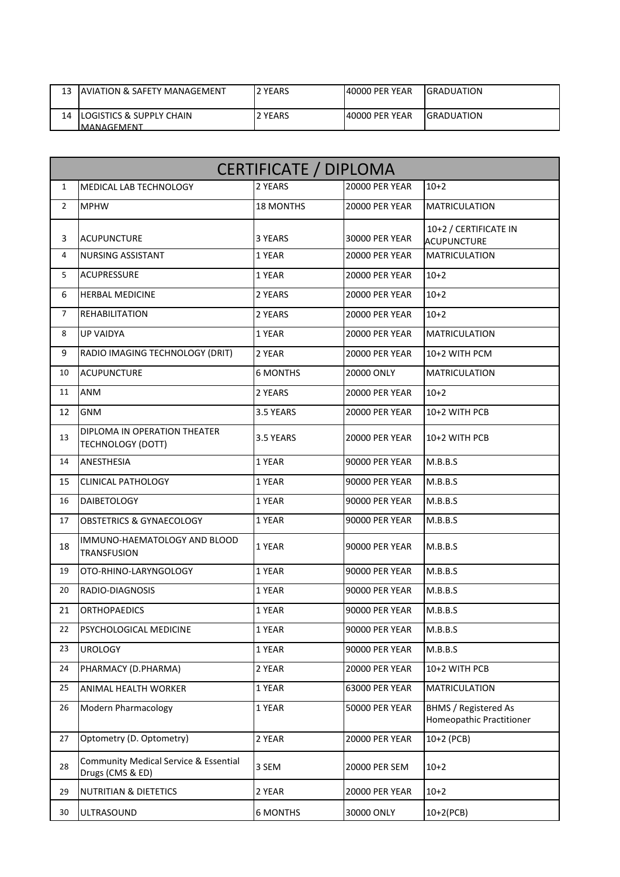| 13 | AVIATION & SAFETY MANAGEMENT | 2 YEARS | 40000 PER YEAR | GRADUATION |
|---|---|---|---|---|
| 14 | LOGISTICS & SUPPLY CHAIN MANAGEMENT | 2 YEARS | 40000 PER YEAR | GRADUATION |

| CERTIFICATE / DIPLOMA | | | | |
|---|---|---|---|---|
| 1 | MEDICAL LAB TECHNOLOGY | 2 YEARS | 20000 PER YEAR | 10+2 |
| 2 | MPHW | 18 MONTHS | 20000 PER YEAR | MATRICULATION |
| 3 | ACUPUNCTURE | 3 YEARS | 30000 PER YEAR | 10+2 / CERTIFICATE IN ACUPUNCTURE |
| 4 | NURSING ASSISTANT | 1 YEAR | 20000 PER YEAR | MATRICULATION |
| 5 | ACUPRESSURE | 1 YEAR | 20000 PER YEAR | 10+2 |
| 6 | HERBAL MEDICINE | 2 YEARS | 20000 PER YEAR | 10+2 |
| 7 | REHABILITATION | 2 YEARS | 20000 PER YEAR | 10+2 |
| 8 | UP VAIDYA | 1 YEAR | 20000 PER YEAR | MATRICULATION |
| 9 | RADIO IMAGING TECHNOLOGY (DRIT) | 2 YEAR | 20000 PER YEAR | 10+2 WITH PCM |
| 10 | ACUPUNCTURE | 6 MONTHS | 20000 ONLY | MATRICULATION |
| 11 | ANM | 2 YEARS | 20000 PER YEAR | 10+2 |
| 12 | GNM | 3.5 YEARS | 20000 PER YEAR | 10+2 WITH PCB |
| 13 | DIPLOMA IN OPERATION THEATER TECHNOLOGY (DOTT) | 3.5 YEARS | 20000 PER YEAR | 10+2 WITH PCB |
| 14 | ANESTHESIA | 1 YEAR | 90000 PER YEAR | M.B.B.S |
| 15 | CLINICAL PATHOLOGY | 1 YEAR | 90000 PER YEAR | M.B.B.S |
| 16 | DAIBETOLOGY | 1 YEAR | 90000 PER YEAR | M.B.B.S |
| 17 | OBSTETRICS & GYNAECOLOGY | 1 YEAR | 90000 PER YEAR | M.B.B.S |
| 18 | IMMUNO-HAEMATOLOGY AND BLOOD TRANSFUSION | 1 YEAR | 90000 PER YEAR | M.B.B.S |
| 19 | OTO-RHINO-LARYNGOLOGY | 1 YEAR | 90000 PER YEAR | M.B.B.S |
| 20 | RADIO-DIAGNOSIS | 1 YEAR | 90000 PER YEAR | M.B.B.S |
| 21 | ORTHOPAEDICS | 1 YEAR | 90000 PER YEAR | M.B.B.S |
| 22 | PSYCHOLOGICAL MEDICINE | 1 YEAR | 90000 PER YEAR | M.B.B.S |
| 23 | UROLOGY | 1 YEAR | 90000 PER YEAR | M.B.B.S |
| 24 | PHARMACY (D.PHARMA) | 2 YEAR | 20000 PER YEAR | 10+2 WITH PCB |
| 25 | ANIMAL HEALTH WORKER | 1 YEAR | 63000 PER YEAR | MATRICULATION |
| 26 | Modern Pharmacology | 1 YEAR | 50000 PER YEAR | BHMS / Registered As Homeopathic Practitioner |
| 27 | Optometry (D. Optometry) | 2 YEAR | 20000 PER YEAR | 10+2 (PCB) |
| 28 | Community Medical Service & Essential Drugs (CMS & ED) | 3 SEM | 20000 PER SEM | 10+2 |
| 29 | NUTRITIAN & DIETETICS | 2 YEAR | 20000 PER YEAR | 10+2 |
| 30 | ULTRASOUND | 6 MONTHS | 30000 ONLY | 10+2(PCB) |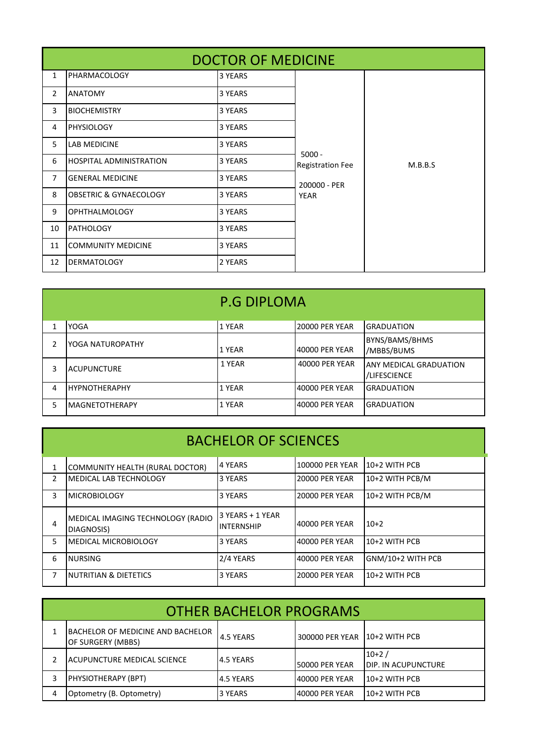## DOCTOR OF MEDICINE

| | | | | |
|---|---|---|---|---|
| 1 | PHARMACOLOGY | 3 YEARS | 5000 - Registration Fee<br>200000 - PER YEAR | M.B.B.S |
| 2 | ANATOMY | 3 YEARS | | |
| 3 | BIOCHEMISTRY | 3 YEARS | | |
| 4 | PHYSIOLOGY | 3 YEARS | | |
| 5 | LAB MEDICINE | 3 YEARS | | |
| 6 | HOSPITAL ADMINISTRATION | 3 YEARS | | |
| 7 | GENERAL MEDICINE | 3 YEARS | | |
| 8 | OBSETRIC & GYNAECOLOGY | 3 YEARS | | |
| 9 | OPHTHALMOLOGY | 3 YEARS | | |
| 10 | PATHOLOGY | 3 YEARS | | |
| 11 | COMMUNITY MEDICINE | 3 YEARS | | |
| 12 | DERMATOLOGY | 2 YEARS | | |

## P.G DIPLOMA

| | | | | |
|---|---|---|---|---|
| 1 | YOGA | 1 YEAR | 20000 PER YEAR | GRADUATION |
| 2 | YOGA NATUROPATHY | 1 YEAR | 40000 PER YEAR | BYNS/BAMS/BHMS /MBBS/BUMS |
| 3 | ACUPUNCTURE | 1 YEAR | 40000 PER YEAR | ANY MEDICAL GRADUATION /LIFESCIENCE |
| 4 | HYPNOTHERAPHY | 1 YEAR | 40000 PER YEAR | GRADUATION |
| 5 | MAGNETOTHERAPY | 1 YEAR | 40000 PER YEAR | GRADUATION |

## BACHELOR OF SCIENCES

| | | | | |
|---|---|---|---|---|
| 1 | COMMUNITY HEALTH (RURAL DOCTOR) | 4 YEARS | 100000 PER YEAR | 10+2 WITH PCB |
| 2 | MEDICAL LAB TECHNOLOGY | 3 YEARS | 20000 PER YEAR | 10+2 WITH PCB/M |
| 3 | MICROBIOLOGY | 3 YEARS | 20000 PER YEAR | 10+2 WITH PCB/M |
| 4 | MEDICAL IMAGING TECHNOLOGY (RADIO DIAGNOSIS) | 3 YEARS + 1 YEAR INTERNSHIP | 40000 PER YEAR | 10+2 |
| 5 | MEDICAL MICROBIOLOGY | 3 YEARS | 40000 PER YEAR | 10+2 WITH PCB |
| 6 | NURSING | 2/4 YEARS | 40000 PER YEAR | GNM/10+2 WITH PCB |
| 7 | NUTRITIAN & DIETETICS | 3 YEARS | 20000 PER YEAR | 10+2 WITH PCB |

## OTHER BACHELOR PROGRAMS

| | | | | |
|---|---|---|---|---|
| 1 | BACHELOR OF MEDICINE AND BACHELOR OF SURGERY (MBBS) | 4.5 YEARS | 300000 PER YEAR | 10+2 WITH PCB |
| 2 | ACUPUNCTURE MEDICAL SCIENCE | 4.5 YEARS | 50000 PER YEAR | 10+2 / DIP. IN ACUPUNCTURE |
| 3 | PHYSIOTHERAPY (BPT) | 4.5 YEARS | 40000 PER YEAR | 10+2 WITH PCB |
| 4 | Optometry (B. Optometry) | 3 YEARS | 40000 PER YEAR | 10+2 WITH PCB |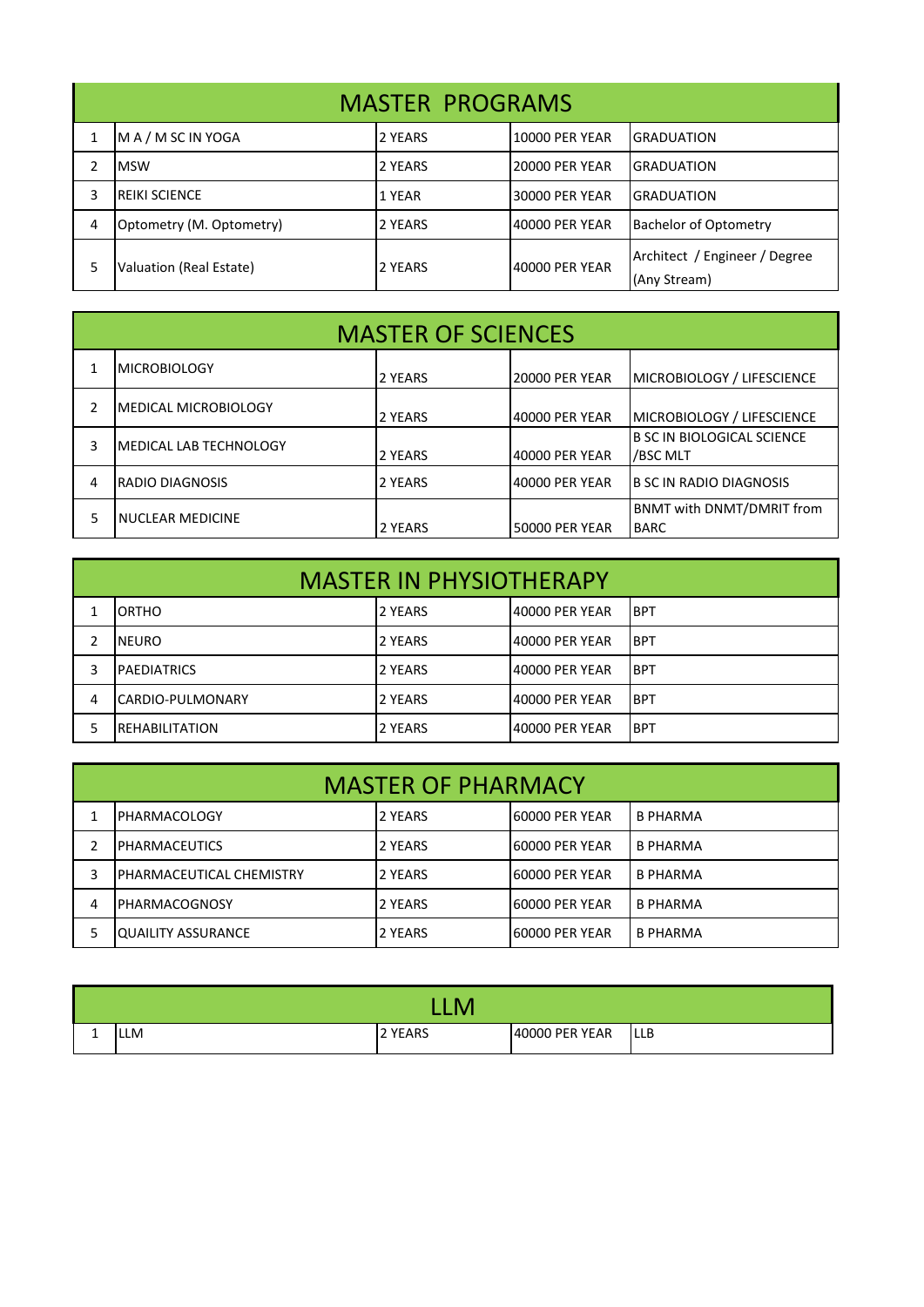| MASTER PROGRAMS | | | | |
|---|---|---|---|---|
| 1 | M A / M SC IN YOGA | 2 YEARS | 10000 PER YEAR | GRADUATION |
| 2 | MSW | 2 YEARS | 20000 PER YEAR | GRADUATION |
| 3 | REIKI SCIENCE | 1 YEAR | 30000 PER YEAR | GRADUATION |
| 4 | Optometry (M. Optometry) | 2 YEARS | 40000 PER YEAR | Bachelor of Optometry |
| 5 | Valuation (Real Estate) | 2 YEARS | 40000 PER YEAR | Architect / Engineer / Degree (Any Stream) |

| MASTER OF SCIENCES | | | | |
|---|---|---|---|---|
| 1 | MICROBIOLOGY | 2 YEARS | 20000 PER YEAR | MICROBIOLOGY / LIFESCIENCE |
| 2 | MEDICAL MICROBIOLOGY | 2 YEARS | 40000 PER YEAR | MICROBIOLOGY / LIFESCIENCE |
| 3 | MEDICAL LAB TECHNOLOGY | 2 YEARS | 40000 PER YEAR | B SC IN BIOLOGICAL SCIENCE /BSC MLT |
| 4 | RADIO DIAGNOSIS | 2 YEARS | 40000 PER YEAR | B SC IN RADIO DIAGNOSIS |
| 5 | NUCLEAR MEDICINE | 2 YEARS | 50000 PER YEAR | BNMT with DNMT/DMRIT from BARC |

| MASTER IN PHYSIOTHERAPY | | | | |
|---|---|---|---|---|
| 1 | ORTHO | 2 YEARS | 40000 PER YEAR | BPT |
| 2 | NEURO | 2 YEARS | 40000 PER YEAR | BPT |
| 3 | PAEDIATRICS | 2 YEARS | 40000 PER YEAR | BPT |
| 4 | CARDIO-PULMONARY | 2 YEARS | 40000 PER YEAR | BPT |
| 5 | REHABILITATION | 2 YEARS | 40000 PER YEAR | BPT |

| MASTER OF PHARMACY | | | | |
|---|---|---|---|---|
| 1 | PHARMACOLOGY | 2 YEARS | 60000 PER YEAR | B PHARMA |
| 2 | PHARMACEUTICS | 2 YEARS | 60000 PER YEAR | B PHARMA |
| 3 | PHARMACEUTICAL CHEMISTRY | 2 YEARS | 60000 PER YEAR | B PHARMA |
| 4 | PHARMACOGNOSY | 2 YEARS | 60000 PER YEAR | B PHARMA |
| 5 | QUAILITY ASSURANCE | 2 YEARS | 60000 PER YEAR | B PHARMA |

| LLM | | | | |
|---|---|---|---|---|
| 1 | LLM | 2 YEARS | 40000 PER YEAR | LLB |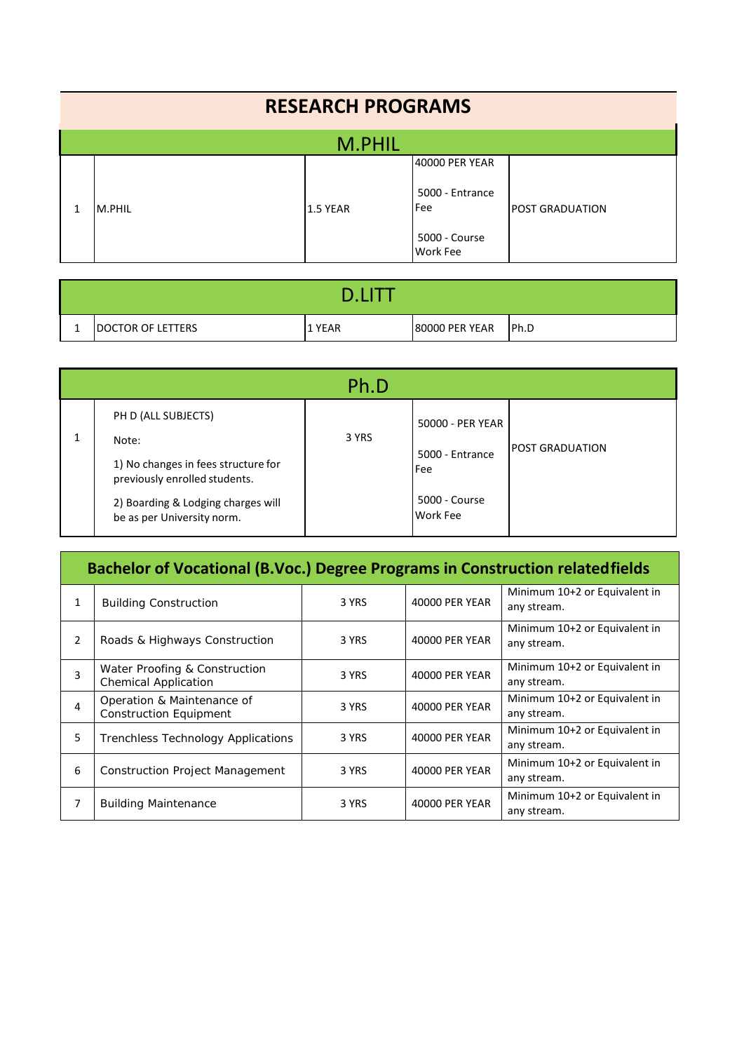# RESEARCH PROGRAMS

## M.PHIL

| | | | | |
|---|---|---|---|---|
| 1 | M.PHIL | 1.5 YEAR | 40000 PER YEAR<br><br>5000 - Entrance Fee<br><br>5000 - Course Work Fee | POST GRADUATION |

## D.LITT

| | | | | |
|---|---|---|---|---|
| 1 | DOCTOR OF LETTERS | 1 YEAR | 80000 PER YEAR | Ph.D |

## Ph.D

| | | | | |
|---|---|---|---|---|
| 1 | PH D (ALL SUBJECTS)<br><br>Note:<br><br>1) No changes in fees structure for previously enrolled students.<br><br>2) Boarding & Lodging charges will be as per University norm. | 3 YRS | 50000 - PER YEAR<br><br>5000 - Entrance Fee<br><br>5000 - Course Work Fee | POST GRADUATION |

## Bachelor of Vocational (B.Voc.) Degree Programs in Construction related fields

| | | | | |
|---|---|---|---|---|
| 1 | Building Construction | 3 YRS | 40000 PER YEAR | Minimum 10+2 or Equivalent in any stream. |
| 2 | Roads & Highways Construction | 3 YRS | 40000 PER YEAR | Minimum 10+2 or Equivalent in any stream. |
| 3 | Water Proofing & Construction Chemical Application | 3 YRS | 40000 PER YEAR | Minimum 10+2 or Equivalent in any stream. |
| 4 | Operation & Maintenance of Construction Equipment | 3 YRS | 40000 PER YEAR | Minimum 10+2 or Equivalent in any stream. |
| 5 | Trenchless Technology Applications | 3 YRS | 40000 PER YEAR | Minimum 10+2 or Equivalent in any stream. |
| 6 | Construction Project Management | 3 YRS | 40000 PER YEAR | Minimum 10+2 or Equivalent in any stream. |
| 7 | Building Maintenance | 3 YRS | 40000 PER YEAR | Minimum 10+2 or Equivalent in any stream. |